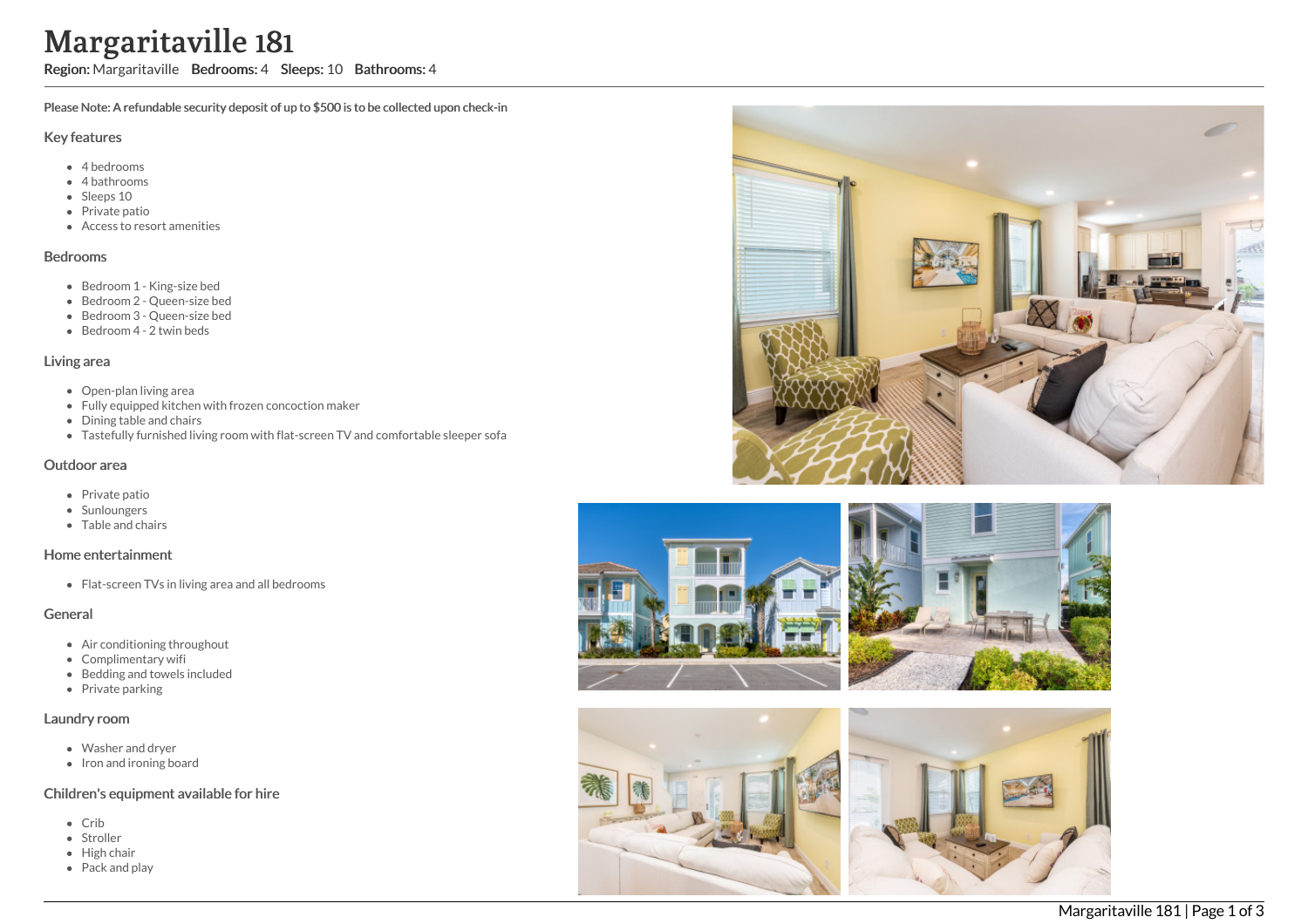# Margaritaville 181

**Region:** Margaritaville **Bedrooms:** 4 **Sleeps:** 10 **Bathrooms:** 4

**Please Note: A refundable security deposit of up to $500 is to be collected upon check-in**

## Key features

- 4 bedrooms
- 4 bathrooms
- Sleeps 10
- Private patio
- Access to resort amenities

## Bedrooms

- Bedroom 1 - King-size bed
- Bedroom 2 - Queen-size bed
- Bedroom 3 - Queen-size bed
- Bedroom 4 - 2 twin beds

## Living area

- Open-plan living area
- Fully equipped kitchen with frozen concoction maker
- Dining table and chairs
- Tastefully furnished living room with flat-screen TV and comfortable sleeper sofa

## Outdoor area

- Private patio
- Sunloungers
- Table and chairs

## Home entertainment

- Flat-screen TVs in living area and all bedrooms

## General

- Air conditioning throughout
- Complimentary wifi
- Bedding and towels included
- Private parking

## Laundry room

- Washer and dryer
- Iron and ironing board

## Children's equipment available for hire

- Crib
- Stroller
- High chair
- Pack and play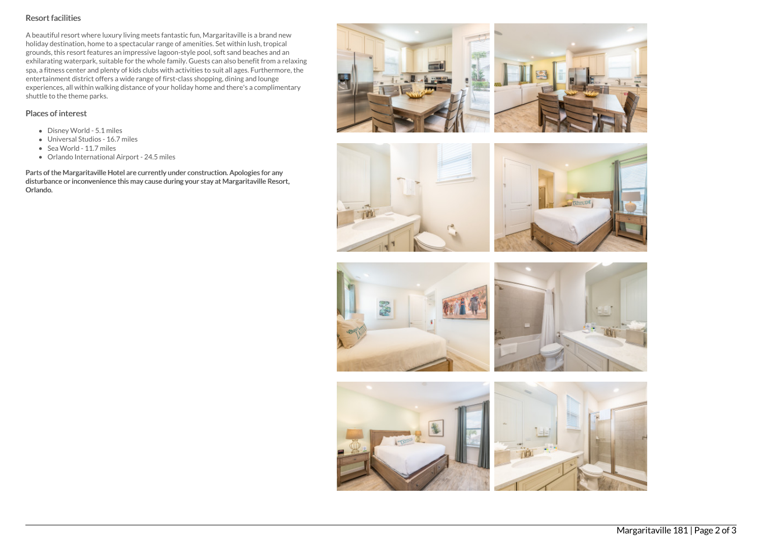## Resort facilities

A beautiful resort where luxury living meets fantastic fun, Margaritaville is a brand new holiday destination, home to a spectacular range of amenities. Set within lush, tropical grounds, this resort features an impressive lagoon-style pool, soft sand beaches and an exhilarating waterpark, suitable for the whole family. Guests can also benefit from a relaxing spa, a fitness center and plenty of kids clubs with activities to suit all ages. Furthermore, the entertainment district offers a wide range of first-class shopping, dining and lounge experiences, all within walking distance of your holiday home and there's a complimentary shuttle to the theme parks.

## Places of interest

- Disney World - 5.1 miles
- Universal Studios - 16.7 miles
- Sea World - 11.7 miles
- Orlando International Airport - 24.5 miles

**Parts of the Margaritaville Hotel are currently under construction. Apologies for any disturbance or inconvenience this may cause during your stay at Margaritaville Resort, Orlando.**